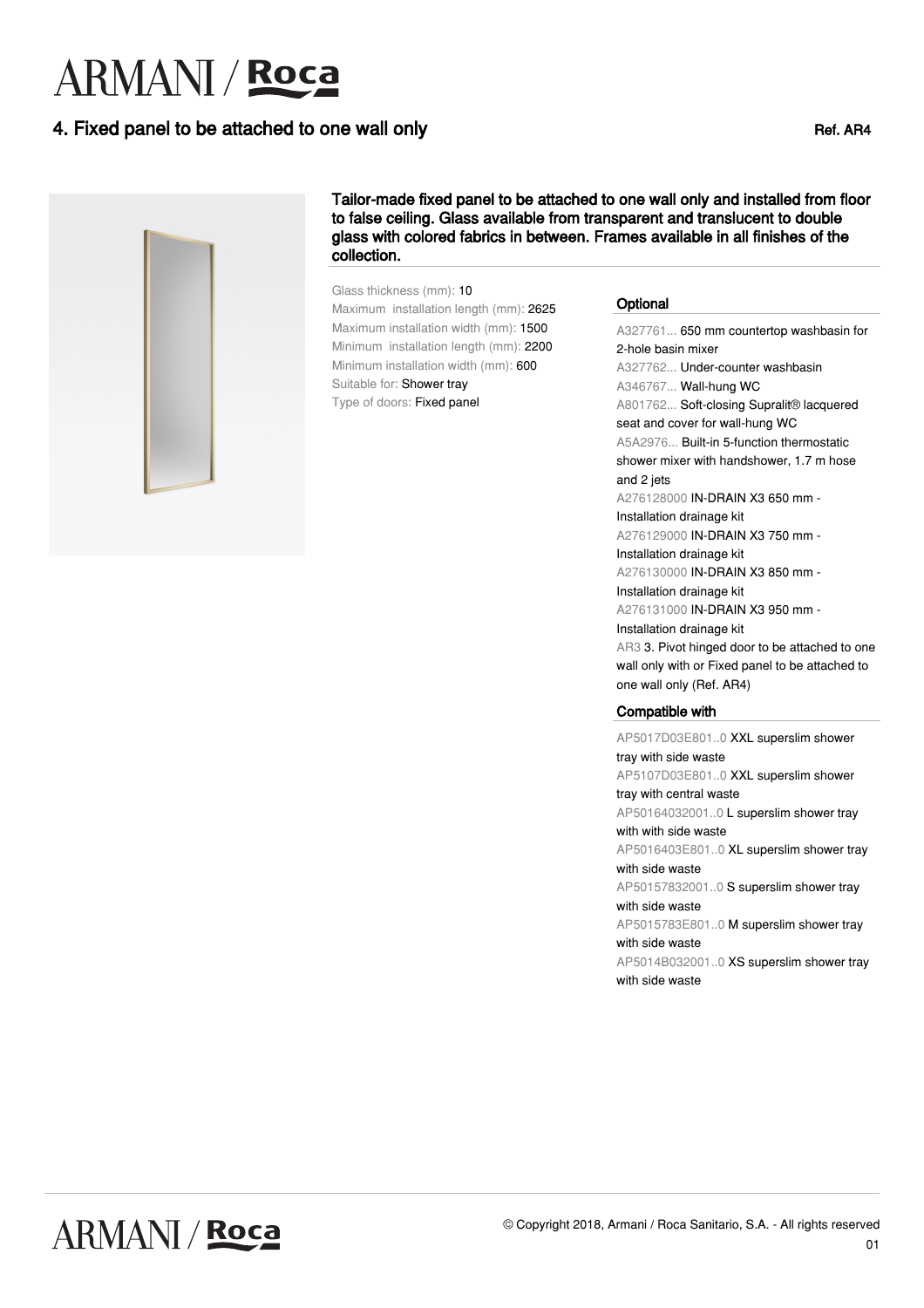# 4. Fixed panel to be attached to one wall only

Ref. AR4

**Tailor-made fixed panel to be attached to one wall only and installed from floor to false ceiling. Glass available from transparent and translucent to double glass with colored fabrics in between. Frames available in all finishes of the collection.**

Glass thickness (mm): 10
Maximum installation length (mm): 2625
Maximum installation width (mm): 1500
Minimum installation length (mm): 2200
Minimum installation width (mm): 600
Suitable for: Shower tray
Type of doors: Fixed panel

## Optional

A327761... 650 mm countertop washbasin for 2-hole basin mixer
A327762... Under-counter washbasin
A346767... Wall-hung WC
A801762... Soft-closing Supralit® lacquered seat and cover for wall-hung WC
A5A2976... Built-in 5-function thermostatic shower mixer with handshower, 1.7 m hose and 2 jets
A276128000 IN-DRAIN X3 650 mm - Installation drainage kit
A276129000 IN-DRAIN X3 750 mm - Installation drainage kit
A276130000 IN-DRAIN X3 850 mm - Installation drainage kit
A276131000 IN-DRAIN X3 950 mm - Installation drainage kit
AR3 3. Pivot hinged door to be attached to one wall only with or Fixed panel to be attached to one wall only (Ref. AR4)

## Compatible with

AP5017D03E801..0 XXL superslim shower tray with side waste
AP5107D03E801..0 XXL superslim shower tray with central waste
AP50164032001..0 L superslim shower tray with with side waste
AP5016403E801..0 XL superslim shower tray with side waste
AP50157832001..0 S superslim shower tray with side waste
AP5015783E801..0 M superslim shower tray with side waste
AP5014B032001..0 XS superslim shower tray with side waste

© Copyright 2018, Armani / Roca Sanitario, S.A. - All rights reserved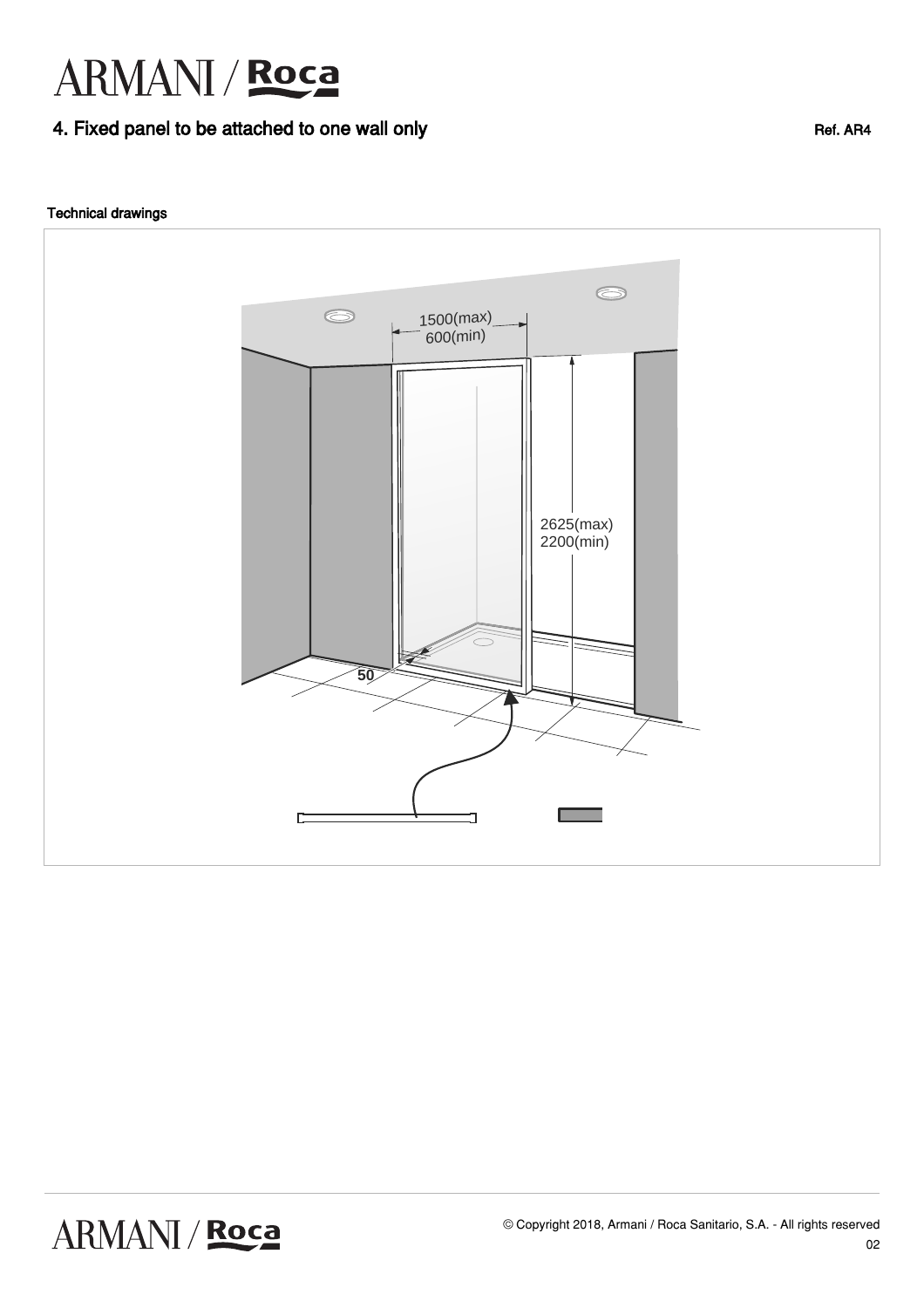## 4. Fixed panel to be attached to one wall only

Ref. AR4

Technical drawings

1500(max)
600(min)

2625(max)
2200(min)

50

© Copyright 2018, Armani / Roca Sanitario, S.A. - All rights reserved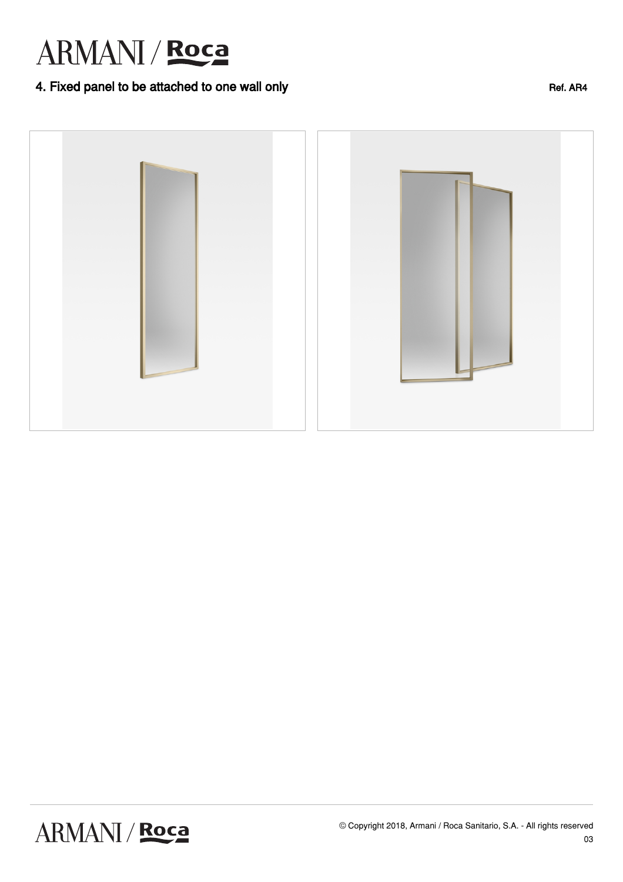## 4. Fixed panel to be attached to one wall only

Ref. AR4

© Copyright 2018, Armani / Roca Sanitario, S.A. - All rights reserved